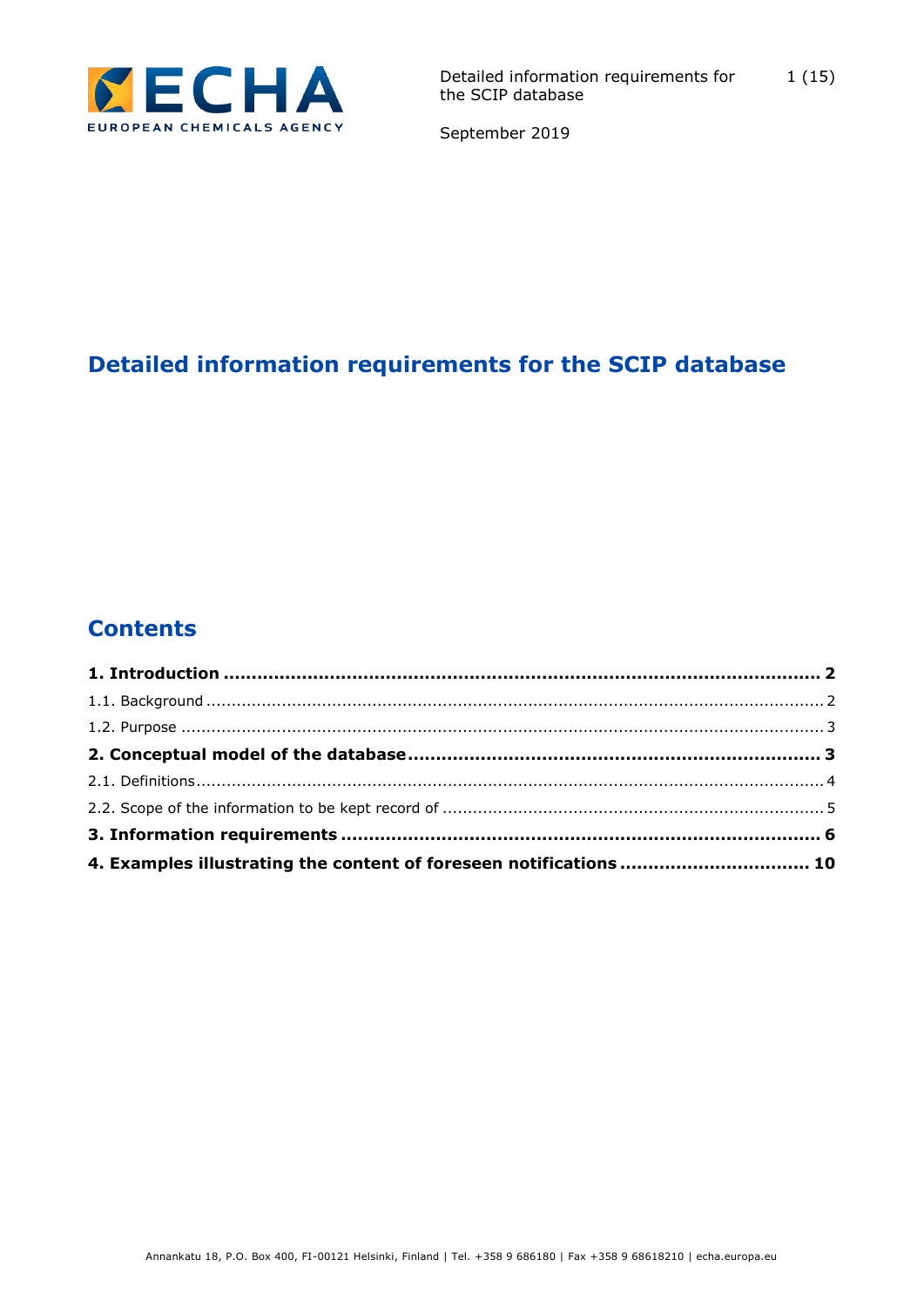# Detailed information requirements for the SCIP database

## Contents

**1. Introduction ........................................................................................... 2**

1.1. Background ........................................................................................... 2

1.2. Purpose ................................................................................................. 3

**2. Conceptual model of the database ......................................................... 3**

2.1. Definitions ............................................................................................. 4

2.2. Scope of the information to be kept record of ........................................... 5

**3. Information requirements ...................................................................... 6**

**4. Examples illustrating the content of foreseen notifications ...................... 10**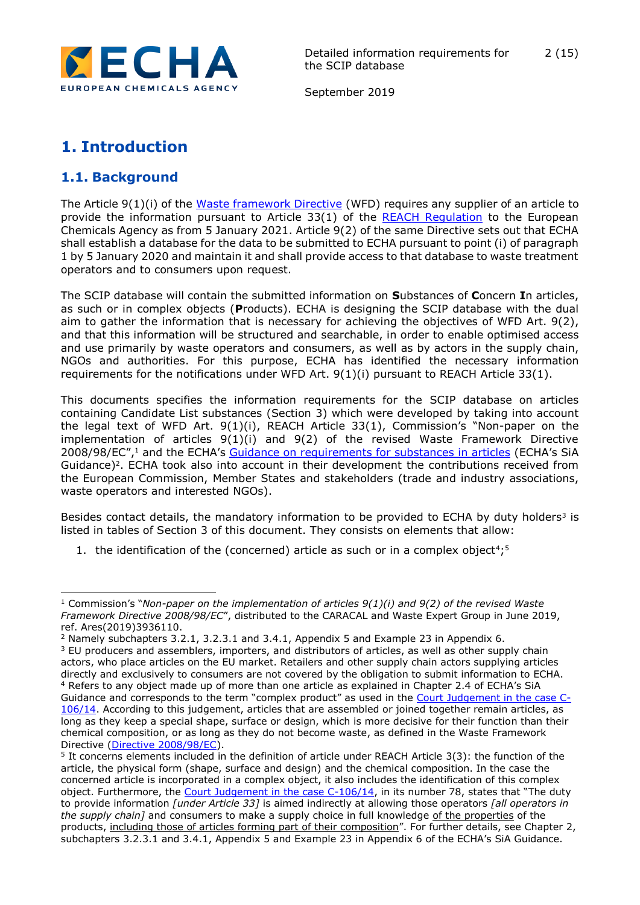# 1. Introduction

## 1.1. Background

The Article 9(1)(i) of the Waste framework Directive (WFD) requires any supplier of an article to provide the information pursuant to Article 33(1) of the REACH Regulation to the European Chemicals Agency as from 5 January 2021. Article 9(2) of the same Directive sets out that ECHA shall establish a database for the data to be submitted to ECHA pursuant to point (i) of paragraph 1 by 5 January 2020 and maintain it and shall provide access to that database to waste treatment operators and to consumers upon request.

The SCIP database will contain the submitted information on **S**ubstances of **C**oncern **I**n articles, as such or in complex objects (**P**roducts). ECHA is designing the SCIP database with the dual aim to gather the information that is necessary for achieving the objectives of WFD Art. 9(2), and that this information will be structured and searchable, in order to enable optimised access and use primarily by waste operators and consumers, as well as by actors in the supply chain, NGOs and authorities. For this purpose, ECHA has identified the necessary information requirements for the notifications under WFD Art. 9(1)(i) pursuant to REACH Article 33(1).

This documents specifies the information requirements for the SCIP database on articles containing Candidate List substances (Section 3) which were developed by taking into account the legal text of WFD Art. 9(1)(i), REACH Article 33(1), Commission's "Non-paper on the implementation of articles 9(1)(i) and 9(2) of the revised Waste Framework Directive 2008/98/EC",[1] and the ECHA's Guidance on requirements for substances in articles (ECHA's SiA Guidance)[2]. ECHA took also into account in their development the contributions received from the European Commission, Member States and stakeholders (trade and industry associations, waste operators and interested NGOs).

Besides contact details, the mandatory information to be provided to ECHA by duty holders[3] is listed in tables of Section 3 of this document. They consists on elements that allow:

1. the identification of the (concerned) article as such or in a complex object[4];[5]

---

[1] Commission's "*Non-paper on the implementation of articles 9(1)(i) and 9(2) of the revised Waste Framework Directive 2008/98/EC*", distributed to the CARACAL and Waste Expert Group in June 2019, ref. Ares(2019)3936110.

[2] Namely subchapters 3.2.1, 3.2.3.1 and 3.4.1, Appendix 5 and Example 23 in Appendix 6.

[3] EU producers and assemblers, importers, and distributors of articles, as well as other supply chain actors, who place articles on the EU market. Retailers and other supply chain actors supplying articles directly and exclusively to consumers are not covered by the obligation to submit information to ECHA.

[4] Refers to any object made up of more than one article as explained in Chapter 2.4 of ECHA's SiA Guidance and corresponds to the term "complex product" as used in the Court Judgement in the case C-106/14. According to this judgement, articles that are assembled or joined together remain articles, as long as they keep a special shape, surface or design, which is more decisive for their function than their chemical composition, or as long as they do not become waste, as defined in the Waste Framework Directive (Directive 2008/98/EC).

[5] It concerns elements included in the definition of article under REACH Article 3(3): the function of the article, the physical form (shape, surface and design) and the chemical composition. In the case the concerned article is incorporated in a complex object, it also includes the identification of this complex object. Furthermore, the Court Judgement in the case C-106/14, in its number 78, states that "The duty to provide information *[under Article 33]* is aimed indirectly at allowing those operators *[all operators in the supply chain]* and consumers to make a supply choice in full knowledge of the properties of the products, including those of articles forming part of their composition". For further details, see Chapter 2, subchapters 3.2.3.1 and 3.4.1, Appendix 5 and Example 23 in Appendix 6 of the ECHA's SiA Guidance.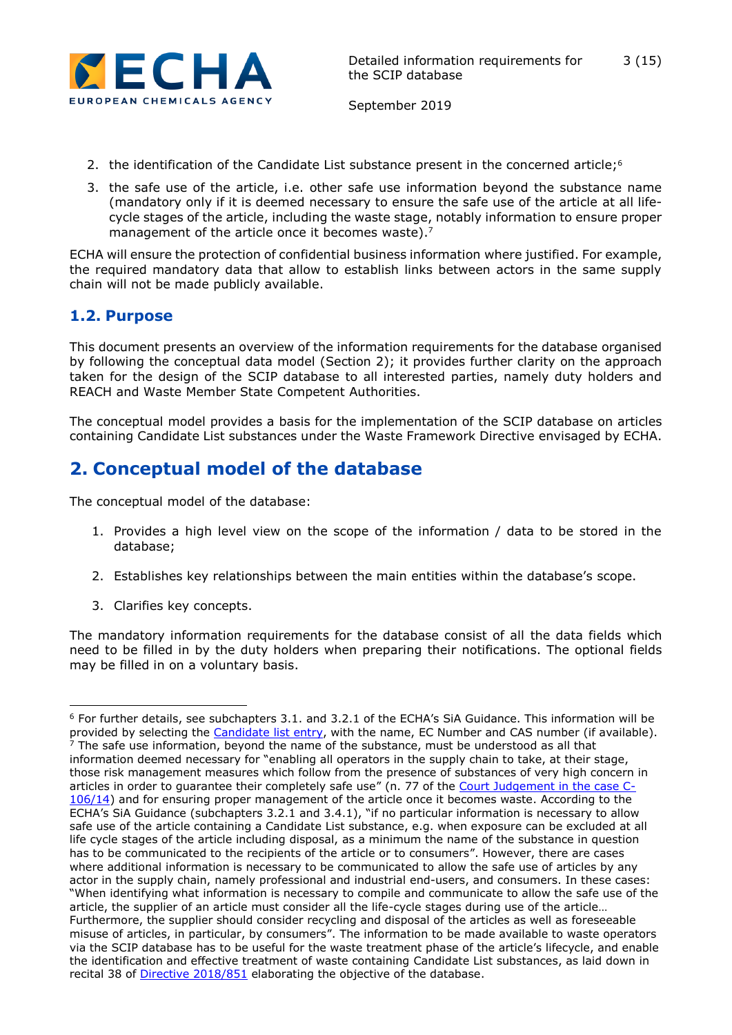2. the identification of the Candidate List substance present in the concerned article;[6]
3. the safe use of the article, i.e. other safe use information beyond the substance name (mandatory only if it is deemed necessary to ensure the safe use of the article at all life-cycle stages of the article, including the waste stage, notably information to ensure proper management of the article once it becomes waste).[7]

ECHA will ensure the protection of confidential business information where justified. For example, the required mandatory data that allow to establish links between actors in the same supply chain will not be made publicly available.

## 1.2. Purpose

This document presents an overview of the information requirements for the database organised by following the conceptual data model (Section 2); it provides further clarity on the approach taken for the design of the SCIP database to all interested parties, namely duty holders and REACH and Waste Member State Competent Authorities.

The conceptual model provides a basis for the implementation of the SCIP database on articles containing Candidate List substances under the Waste Framework Directive envisaged by ECHA.

# 2. Conceptual model of the database

The conceptual model of the database:

1. Provides a high level view on the scope of the information / data to be stored in the database;
2. Establishes key relationships between the main entities within the database's scope.
3. Clarifies key concepts.

The mandatory information requirements for the database consist of all the data fields which need to be filled in by the duty holders when preparing their notifications. The optional fields may be filled in on a voluntary basis.

---

[6] For further details, see subchapters 3.1. and 3.2.1 of the ECHA's SiA Guidance. This information will be provided by selecting the Candidate list entry, with the name, EC Number and CAS number (if available).

[7] The safe use information, beyond the name of the substance, must be understood as all that information deemed necessary for "enabling all operators in the supply chain to take, at their stage, those risk management measures which follow from the presence of substances of very high concern in articles in order to guarantee their completely safe use" (n. 77 of the Court Judgement in the case C-106/14) and for ensuring proper management of the article once it becomes waste. According to the ECHA's SiA Guidance (subchapters 3.2.1 and 3.4.1), "if no particular information is necessary to allow safe use of the article containing a Candidate List substance, e.g. when exposure can be excluded at all life cycle stages of the article including disposal, as a minimum the name of the substance in question has to be communicated to the recipients of the article or to consumers". However, there are cases where additional information is necessary to be communicated to allow the safe use of articles by any actor in the supply chain, namely professional and industrial end-users, and consumers. In these cases: "When identifying what information is necessary to compile and communicate to allow the safe use of the article, the supplier of an article must consider all the life-cycle stages during use of the article… Furthermore, the supplier should consider recycling and disposal of the articles as well as foreseeable misuse of articles, in particular, by consumers". The information to be made available to waste operators via the SCIP database has to be useful for the waste treatment phase of the article's lifecycle, and enable the identification and effective treatment of waste containing Candidate List substances, as laid down in recital 38 of Directive 2018/851 elaborating the objective of the database.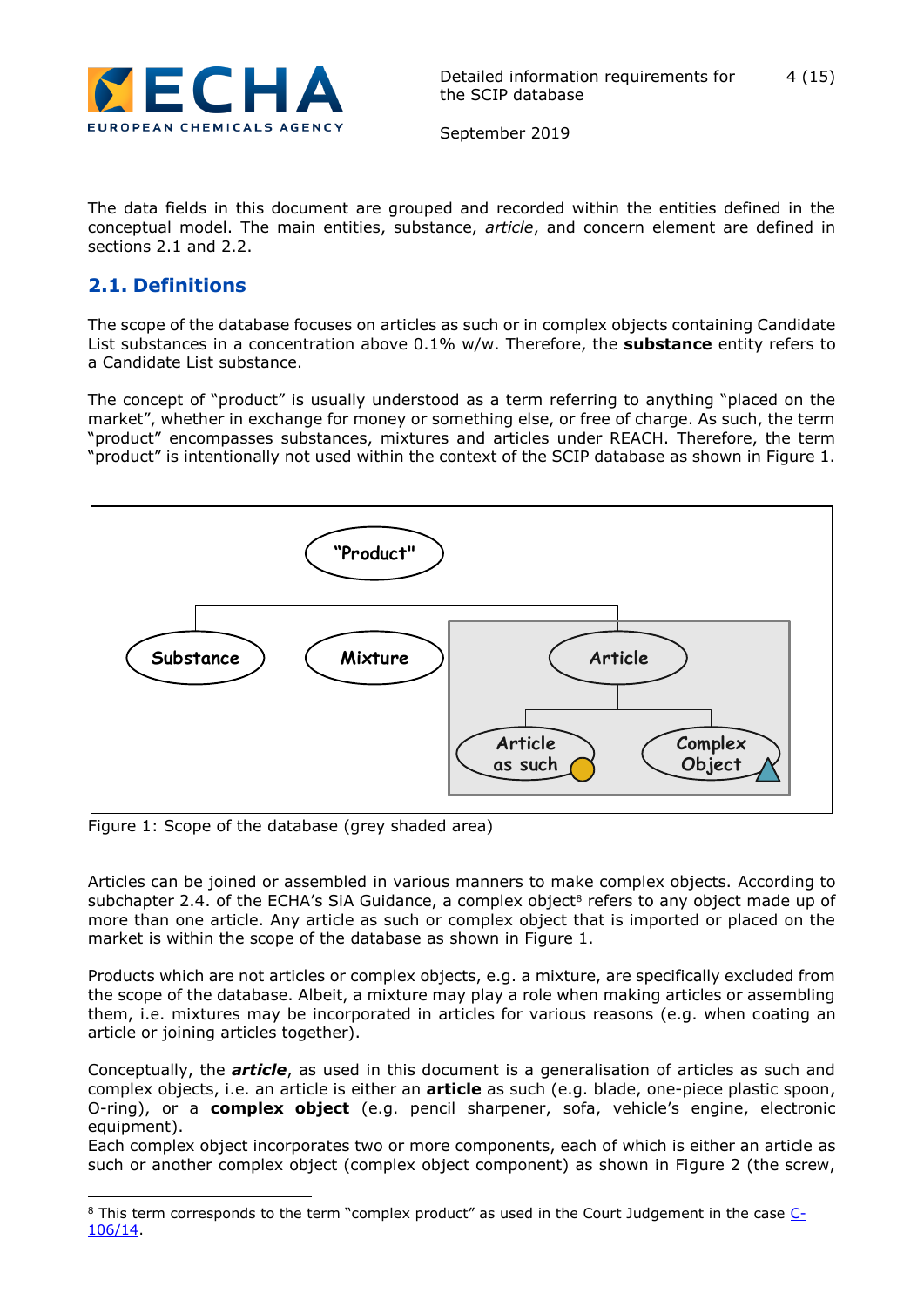The data fields in this document are grouped and recorded within the entities defined in the conceptual model. The main entities, substance, *article*, and concern element are defined in sections 2.1 and 2.2.

## 2.1. Definitions

The scope of the database focuses on articles as such or in complex objects containing Candidate List substances in a concentration above 0.1% w/w. Therefore, the **substance** entity refers to a Candidate List substance.

The concept of "product" is usually understood as a term referring to anything "placed on the market", whether in exchange for money or something else, or free of charge. As such, the term "product" encompasses substances, mixtures and articles under REACH. Therefore, the term "product" is intentionally not used within the context of the SCIP database as shown in Figure 1.

Figure 1: Scope of the database (grey shaded area)

Articles can be joined or assembled in various manners to make complex objects. According to subchapter 2.4. of the ECHA's SiA Guidance, a complex object[8] refers to any object made up of more than one article. Any article as such or complex object that is imported or placed on the market is within the scope of the database as shown in Figure 1.

Products which are not articles or complex objects, e.g. a mixture, are specifically excluded from the scope of the database. Albeit, a mixture may play a role when making articles or assembling them, i.e. mixtures may be incorporated in articles for various reasons (e.g. when coating an article or joining articles together).

Conceptually, the ***article***, as used in this document is a generalisation of articles as such and complex objects, i.e. an article is either an **article** as such (e.g. blade, one-piece plastic spoon, O-ring), or a **complex object** (e.g. pencil sharpener, sofa, vehicle's engine, electronic equipment).
Each complex object incorporates two or more components, each of which is either an article as such or another complex object (complex object component) as shown in Figure 2 (the screw,

[8] This term corresponds to the term "complex product" as used in the Court Judgement in the case C-106/14.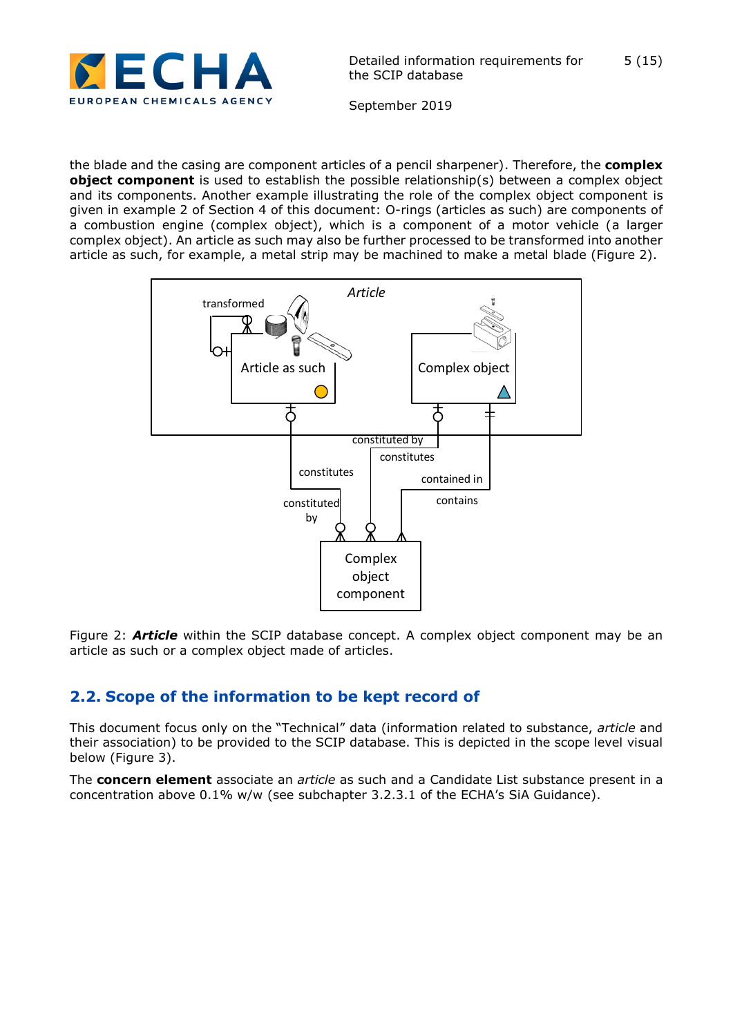the blade and the casing are component articles of a pencil sharpener). Therefore, the **complex object component** is used to establish the possible relationship(s) between a complex object and its components. Another example illustrating the role of the complex object component is given in example 2 of Section 4 of this document: O-rings (articles as such) are components of a combustion engine (complex object), which is a component of a motor vehicle (a larger complex object). An article as such may also be further processed to be transformed into another article as such, for example, a metal strip may be machined to make a metal blade (Figure 2).

Figure 2: ***Article*** within the SCIP database concept. A complex object component may be an article as such or a complex object made of articles.

## 2.2. Scope of the information to be kept record of

This document focus only on the “Technical” data (information related to substance, *article* and their association) to be provided to the SCIP database. This is depicted in the scope level visual below (Figure 3).

The **concern element** associate an *article* as such and a Candidate List substance present in a concentration above 0.1% w/w (see subchapter 3.2.3.1 of the ECHA’s SiA Guidance).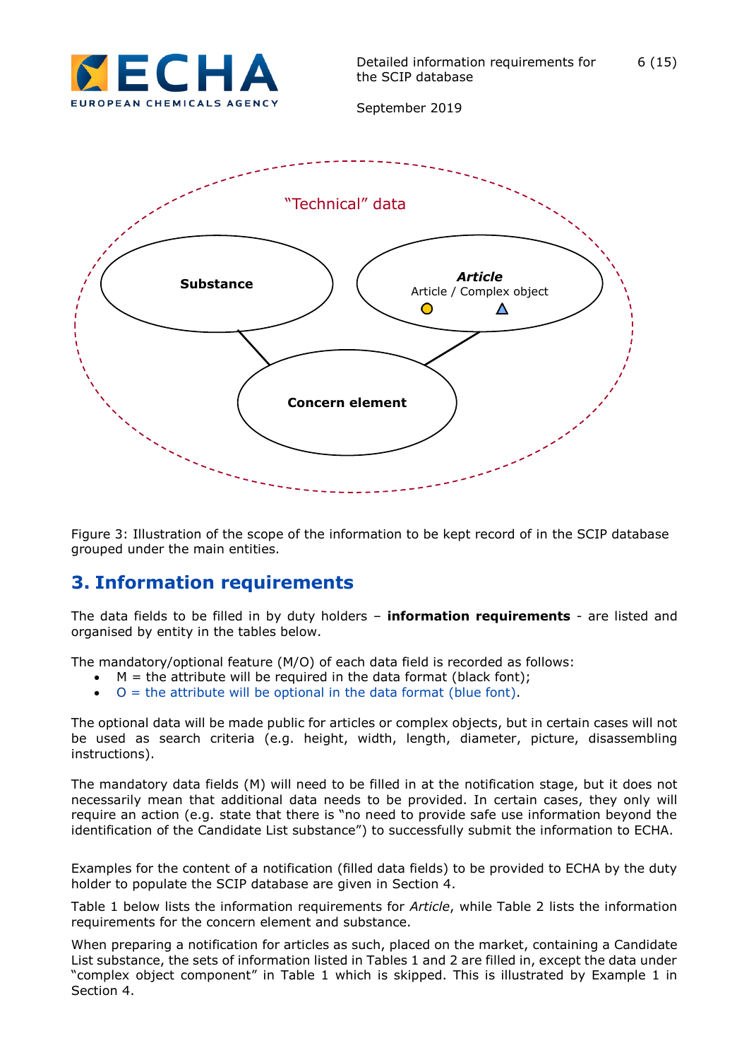"Technical" data

**Substance**

***Article***
Article / Complex object

**Concern element**

Figure 3: Illustration of the scope of the information to be kept record of in the SCIP database grouped under the main entities.

## 3. Information requirements

The data fields to be filled in by duty holders – **information requirements** - are listed and organised by entity in the tables below.

The mandatory/optional feature (M/O) of each data field is recorded as follows:

- M = the attribute will be required in the data format (black font);
- O = the attribute will be optional in the data format (blue font).

The optional data will be made public for articles or complex objects, but in certain cases will not be used as search criteria (e.g. height, width, length, diameter, picture, disassembling instructions).

The mandatory data fields (M) will need to be filled in at the notification stage, but it does not necessarily mean that additional data needs to be provided. In certain cases, they only will require an action (e.g. state that there is "no need to provide safe use information beyond the identification of the Candidate List substance") to successfully submit the information to ECHA.

Examples for the content of a notification (filled data fields) to be provided to ECHA by the duty holder to populate the SCIP database are given in Section 4.

Table 1 below lists the information requirements for *Article*, while Table 2 lists the information requirements for the concern element and substance.

When preparing a notification for articles as such, placed on the market, containing a Candidate List substance, the sets of information listed in Tables 1 and 2 are filled in, except the data under "complex object component" in Table 1 which is skipped. This is illustrated by Example 1 in Section 4.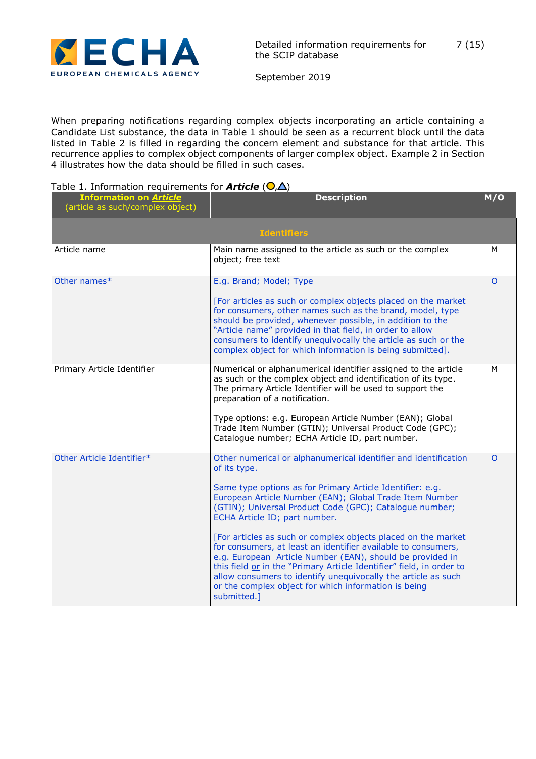When preparing notifications regarding complex objects incorporating an article containing a Candidate List substance, the data in Table 1 should be seen as a recurrent block until the data listed in Table 2 is filled in regarding the concern element and substance for that article. This recurrence applies to complex object components of larger complex object. Example 2 in Section 4 illustrates how the data should be filled in such cases.

Table 1. Information requirements for ***Article*** (○,△)

| Information on ***Article*** (article as such/complex object) | Description | M/O |
|---|---|---|
| **Identifiers** | | |
| Article name | Main name assigned to the article as such or the complex object; free text | M |
| Other names* | E.g. Brand; Model; Type<br><br>[For articles as such or complex objects placed on the market for consumers, other names such as the brand, model, type should be provided, whenever possible, in addition to the "Article name" provided in that field, in order to allow consumers to identify unequivocally the article as such or the complex object for which information is being submitted]. | O |
| Primary Article Identifier | Numerical or alphanumerical identifier assigned to the article as such or the complex object and identification of its type. The primary Article Identifier will be used to support the preparation of a notification.<br><br>Type options: e.g. European Article Number (EAN); Global Trade Item Number (GTIN); Universal Product Code (GPC); Catalogue number; ECHA Article ID, part number. | M |
| Other Article Identifier* | Other numerical or alphanumerical identifier and identification of its type.<br><br>Same type options as for Primary Article Identifier: e.g. European Article Number (EAN); Global Trade Item Number (GTIN); Universal Product Code (GPC); Catalogue number; ECHA Article ID; part number.<br><br>[For articles as such or complex objects placed on the market for consumers, at least an identifier available to consumers, e.g. European Article Number (EAN), should be provided in this field or in the "Primary Article Identifier" field, in order to allow consumers to identify unequivocally the article as such or the complex object for which information is being submitted.] | O |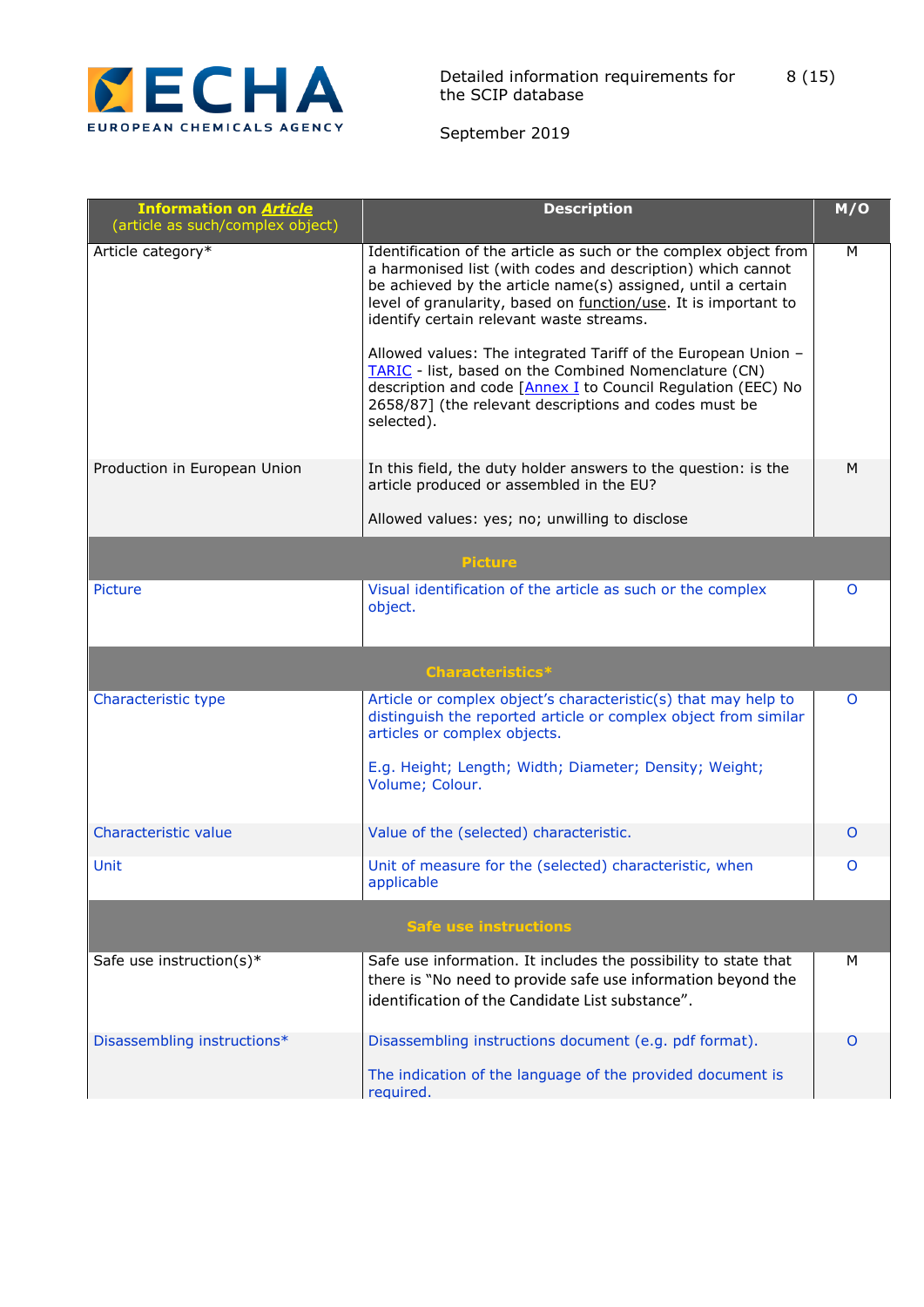| **Information on *Article*** (article as such/complex object) | **Description** | **M/O** |
|---|---|---|
| Article category* | Identification of the article as such or the complex object from a harmonised list (with codes and description) which cannot be achieved by the article name(s) assigned, until a certain level of granularity, based on function/use. It is important to identify certain relevant waste streams.<br><br>Allowed values: The integrated Tariff of the European Union – TARIC - list, based on the Combined Nomenclature (CN) description and code [Annex I to Council Regulation (EEC) No 2658/87] (the relevant descriptions and codes must be selected). | M |
| Production in European Union | In this field, the duty holder answers to the question: is the article produced or assembled in the EU?<br><br>Allowed values: yes; no; unwilling to disclose | M |
| **Picture** | | |
| Picture | Visual identification of the article as such or the complex object. | O |
| **Characteristics*** | | |
| Characteristic type | Article or complex object's characteristic(s) that may help to distinguish the reported article or complex object from similar articles or complex objects.<br><br>E.g. Height; Length; Width; Diameter; Density; Weight; Volume; Colour. | O |
| Characteristic value | Value of the (selected) characteristic. | O |
| Unit | Unit of measure for the (selected) characteristic, when applicable | O |
| **Safe use instructions** | | |
| Safe use instruction(s)* | Safe use information. It includes the possibility to state that there is "No need to provide safe use information beyond the identification of the Candidate List substance". | M |
| Disassembling instructions* | Disassembling instructions document (e.g. pdf format).<br><br>The indication of the language of the provided document is required. | O |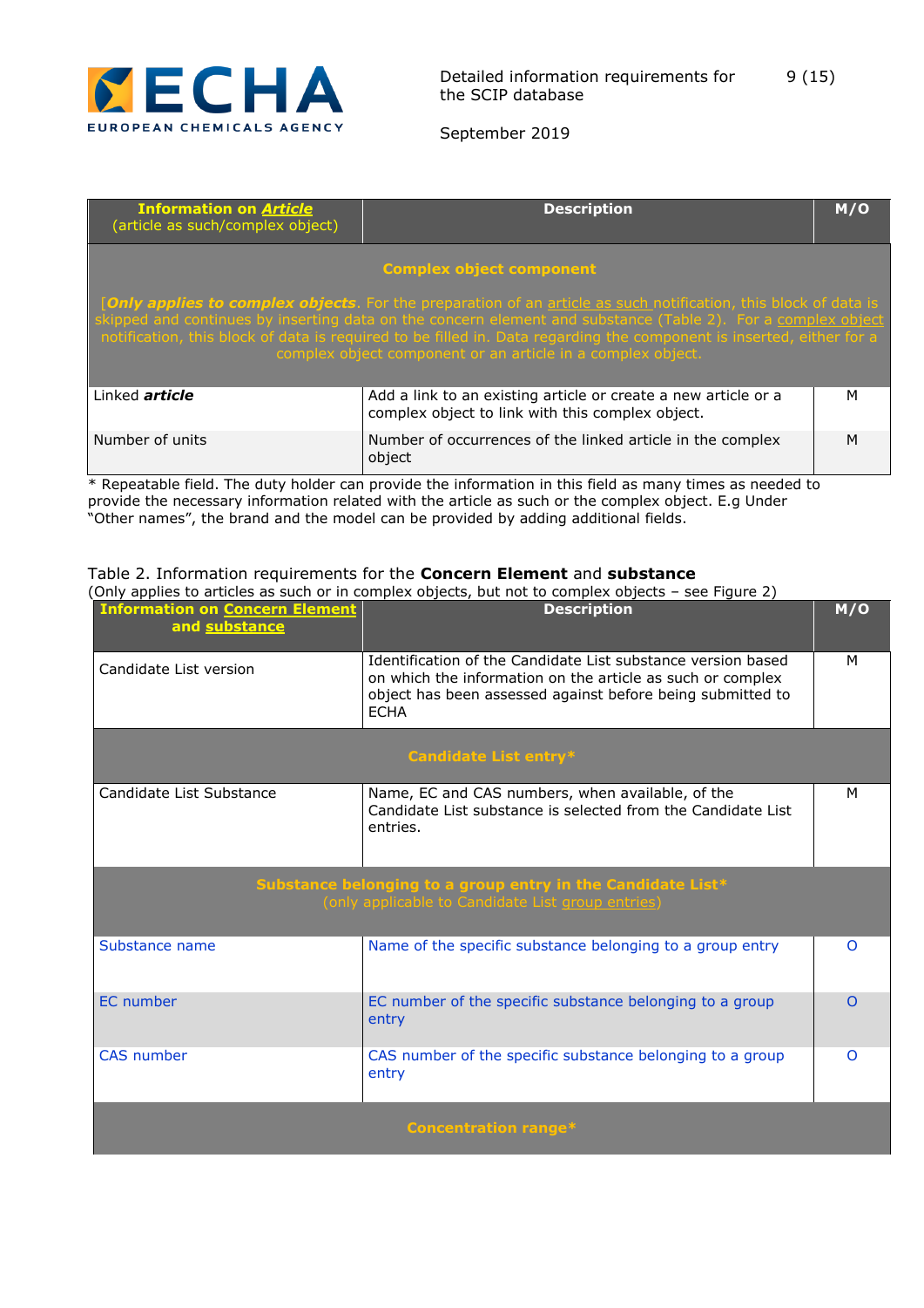| Information on *Article* (article as such/complex object) | Description | M/O |
|---|---|---|
| **Complex object component**<br><br>[***Only applies to complex objects***. For the preparation of an article as such notification, this block of data is skipped and continues by inserting data on the concern element and substance (Table 2). For a complex object notification, this block of data is required to be filled in. Data regarding the component is inserted, either for a complex object component or an article in a complex object. | | |
| Linked ***article*** | Add a link to an existing article or create a new article or a complex object to link with this complex object. | M |
| Number of units | Number of occurrences of the linked article in the complex object | M |

\* Repeatable field. The duty holder can provide the information in this field as many times as needed to provide the necessary information related with the article as such or the complex object. E.g Under "Other names", the brand and the model can be provided by adding additional fields.

Table 2. Information requirements for the **Concern Element** and **substance**
(Only applies to articles as such or in complex objects, but not to complex objects – see Figure 2)

| Information on Concern Element and substance | Description | M/O |
|---|---|---|
| Candidate List version | Identification of the Candidate List substance version based on which the information on the article as such or complex object has been assessed against before being submitted to ECHA | M |
| **Candidate List entry*** | | |
| Candidate List Substance | Name, EC and CAS numbers, when available, of the Candidate List substance is selected from the Candidate List entries. | M |
| **Substance belonging to a group entry in the Candidate List***<br>(only applicable to Candidate List group entries) | | |
| Substance name | Name of the specific substance belonging to a group entry | O |
| EC number | EC number of the specific substance belonging to a group entry | O |
| CAS number | CAS number of the specific substance belonging to a group entry | O |
| **Concentration range*** | | |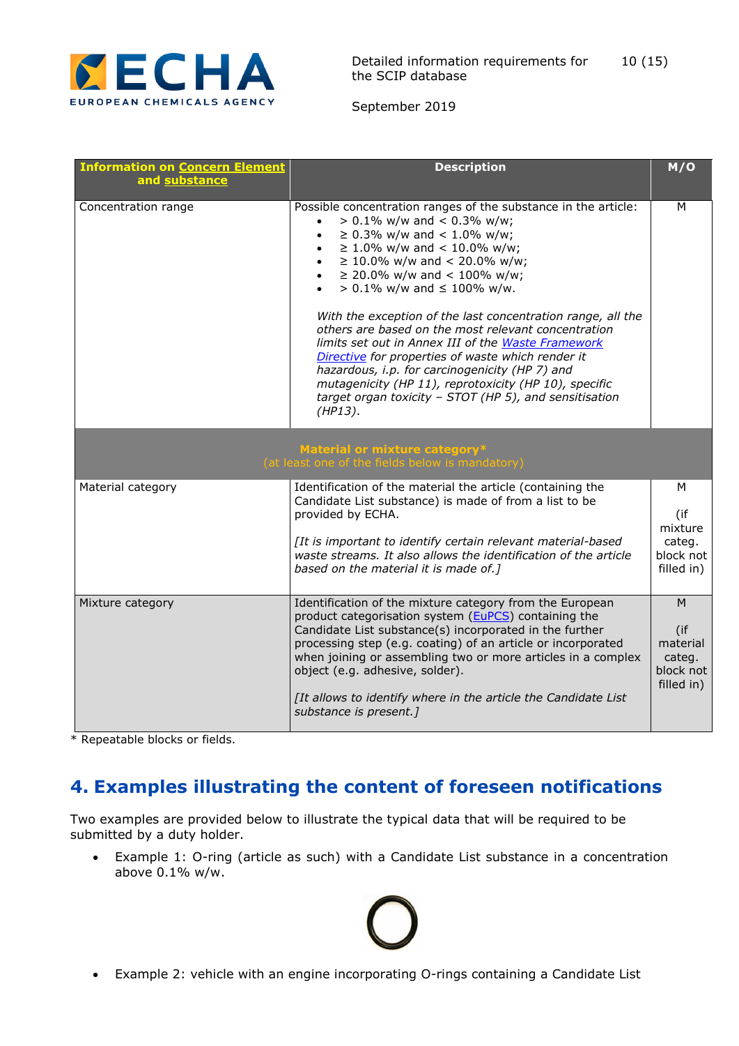| Information on Concern Element and substance | Description | M/O |
|---|---|---|
| Concentration range | Possible concentration ranges of the substance in the article:<br>• > 0.1% w/w and < 0.3% w/w;<br>• ≥ 0.3% w/w and < 1.0% w/w;<br>• ≥ 1.0% w/w and < 10.0% w/w;<br>• ≥ 10.0% w/w and < 20.0% w/w;<br>• ≥ 20.0% w/w and < 100% w/w;<br>• > 0.1% w/w and ≤ 100% w/w.<br><br>*With the exception of the last concentration range, all the others are based on the most relevant concentration limits set out in Annex III of the Waste Framework Directive for properties of waste which render it hazardous, i.p. for carcinogenicity (HP 7) and mutagenicity (HP 11), reprotoxicity (HP 10), specific target organ toxicity – STOT (HP 5), and sensitisation (HP13).* | M |
| **Material or mixture category*** (at least one of the fields below is mandatory) | | |
| Material category | Identification of the material the article (containing the Candidate List substance) is made of from a list to be provided by ECHA.<br><br>*[It is important to identify certain relevant material-based waste streams. It also allows the identification of the article based on the material it is made of.]* | M<br><br>(if mixture categ. block not filled in) |
| Mixture category | Identification of the mixture category from the European product categorisation system (EuPCS) containing the Candidate List substance(s) incorporated in the further processing step (e.g. coating) of an article or incorporated when joining or assembling two or more articles in a complex object (e.g. adhesive, solder).<br><br>*[It allows to identify where in the article the Candidate List substance is present.]* | M<br><br>(if material categ. block not filled in) |

* Repeatable blocks or fields.

## 4. Examples illustrating the content of foreseen notifications

Two examples are provided below to illustrate the typical data that will be required to be submitted by a duty holder.

- Example 1: O-ring (article as such) with a Candidate List substance in a concentration above 0.1% w/w.

- Example 2: vehicle with an engine incorporating O-rings containing a Candidate List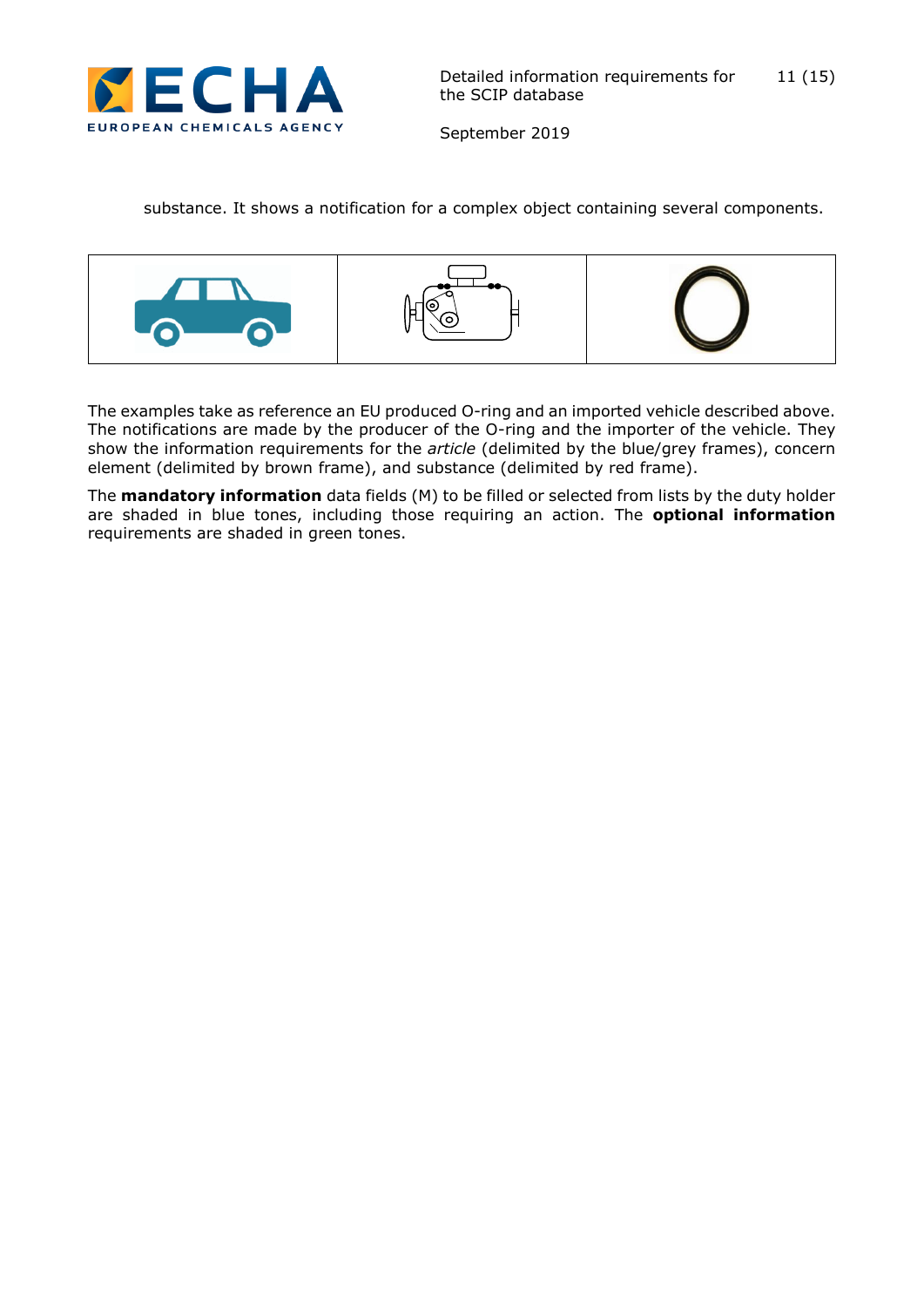substance. It shows a notification for a complex object containing several components.

The examples take as reference an EU produced O-ring and an imported vehicle described above. The notifications are made by the producer of the O-ring and the importer of the vehicle. They show the information requirements for the *article* (delimited by the blue/grey frames), concern element (delimited by brown frame), and substance (delimited by red frame).

The **mandatory information** data fields (M) to be filled or selected from lists by the duty holder are shaded in blue tones, including those requiring an action. The **optional information** requirements are shaded in green tones.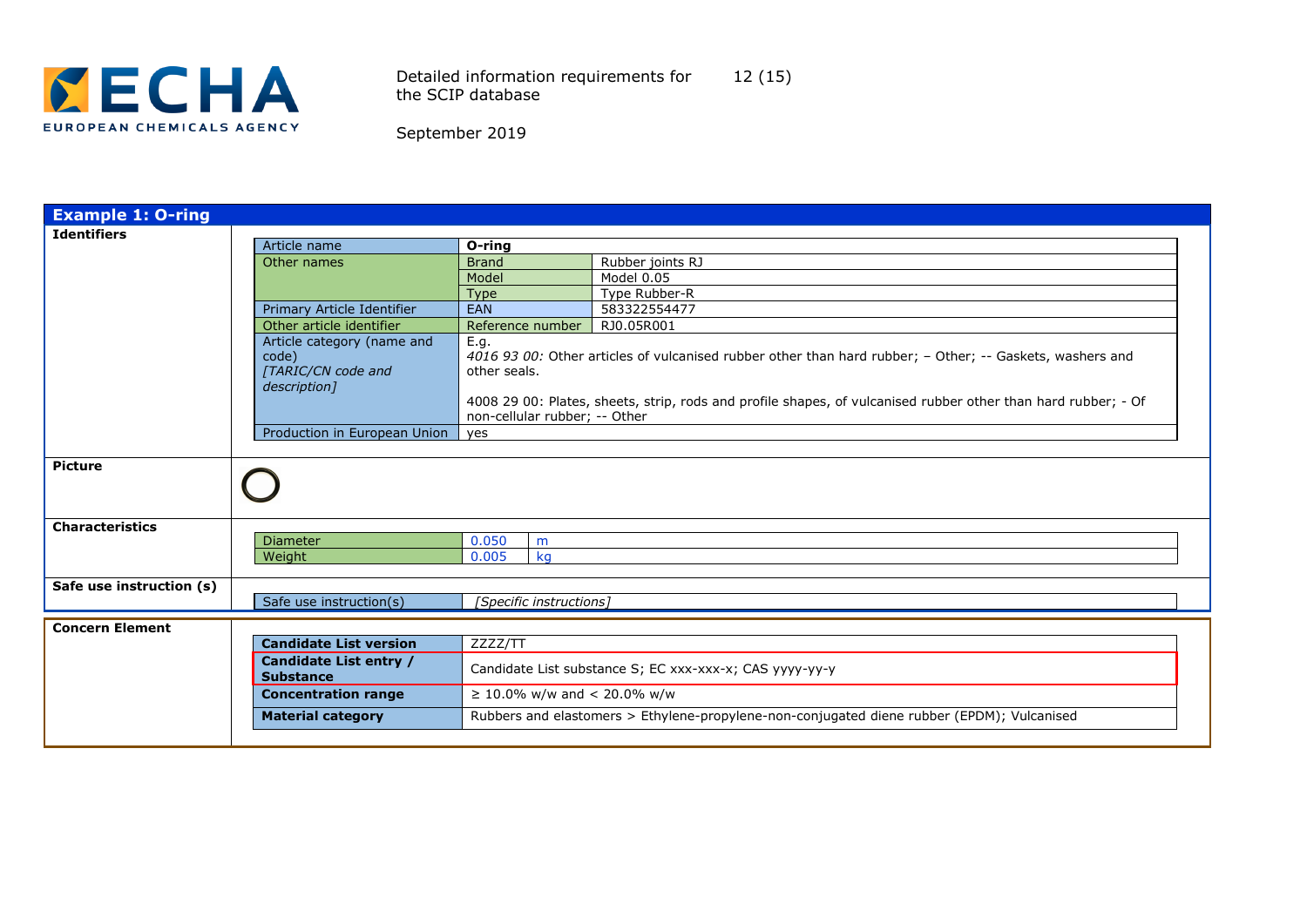## Example 1: O-ring

**Identifiers**

| Article name | **O-ring** | |
|---|---|---|
| Other names | Brand | Rubber joints RJ |
| | Model | Model 0.05 |
| | Type | Type Rubber-R |
| Primary Article Identifier | EAN | 583322554477 |
| Other article identifier | Reference number | RJ0.05R001 |
| Article category (name and code) *[TARIC/CN code and description]* | E.g. *4016 93 00:* Other articles of vulcanised rubber other than hard rubber; – Other; -- Gaskets, washers and other seals. 4008 29 00: Plates, sheets, strip, rods and profile shapes, of vulcanised rubber other than hard rubber; - Of non-cellular rubber; -- Other | |
| Production in European Union | yes | |

**Picture**

**Characteristics**

| Diameter | 0.050 | m |
|---|---|---|
| Weight | 0.005 | kg |

**Safe use instruction (s)**

| Safe use instruction(s) | *[Specific instructions]* |
|---|---|

**Concern Element**

| **Candidate List version** | ZZZZ/TT |
|---|---|
| **Candidate List entry / Substance** | Candidate List substance S; EC xxx-xxx-x; CAS yyyy-yy-y |
| **Concentration range** | ≥ 10.0% w/w and < 20.0% w/w |
| **Material category** | Rubbers and elastomers > Ethylene-propylene-non-conjugated diene rubber (EPDM); Vulcanised |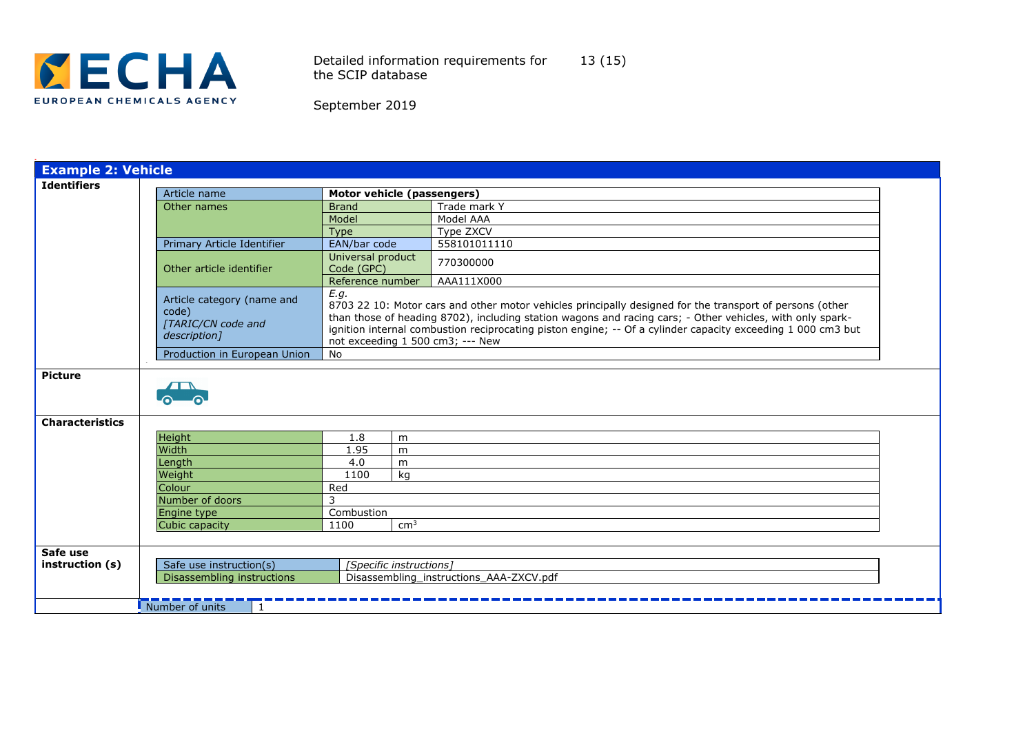## Example 2: Vehicle

**Identifiers**

| Article name | **Motor vehicle (passengers)** | |
|---|---|---|
| Other names | Brand | Trade mark Y |
| | Model | Model AAA |
| | Type | Type ZXCV |
| Primary Article Identifier | EAN/bar code | 558101011110 |
| Other article identifier | Universal product Code (GPC) | 770300000 |
| | Reference number | AAA111X000 |
| Article category (name and code) *[TARIC/CN code and description]* | *E.g.* 8703 22 10: Motor cars and other motor vehicles principally designed for the transport of persons (other than those of heading 8702), including station wagons and racing cars; - Other vehicles, with only spark-ignition internal combustion reciprocating piston engine; -- Of a cylinder capacity exceeding 1 000 cm3 but not exceeding 1 500 cm3; --- New | |
| Production in European Union | No | |

**Picture**

**Characteristics**

| Height | 1.8 | m |
|---|---|---|
| Width | 1.95 | m |
| Length | 4.0 | m |
| Weight | 1100 | kg |
| Colour | Red | |
| Number of doors | 3 | |
| Engine type | Combustion | |
| Cubic capacity | 1100 | $cm^3$ |

**Safe use instruction (s)**

| Safe use instruction(s) | *[Specific instructions]* |
|---|---|
| Disassembling instructions | Disassembling_instructions_AAA-ZXCV.pdf |

| Number of units | 1 |
|---|---|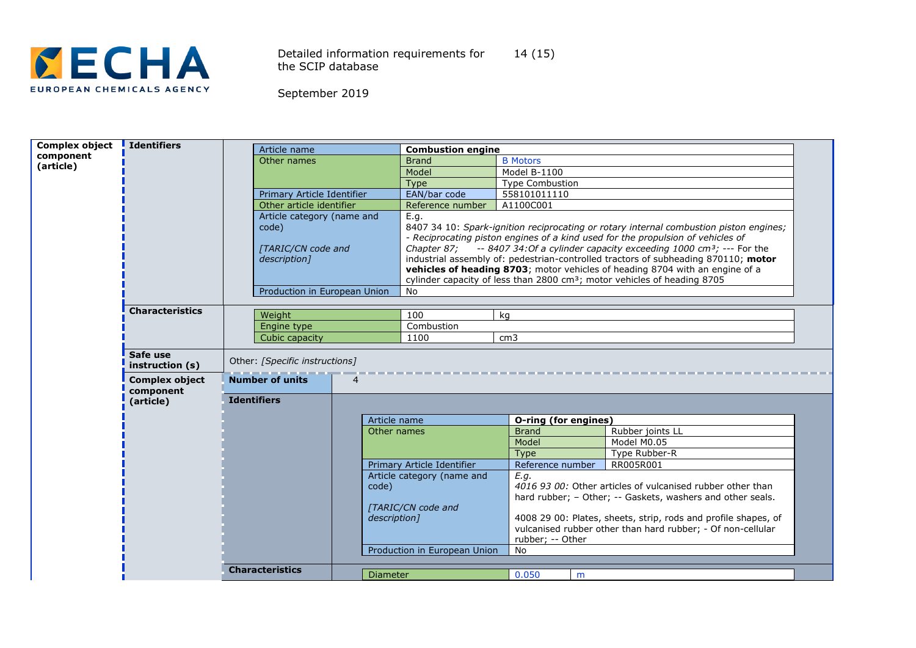**Complex object component (article)**

**Identifiers**

| Article name | **Combustion engine** | |
|---|---|---|
| Other names | Brand | B Motors |
| | Model | Model B-1100 |
| | Type | Type Combustion |
| Primary Article Identifier | EAN/bar code | 558101011110 |
| Other article identifier | Reference number | A1100C001 |
| Article category (name and code) *[TARIC/CN code and description]* | E.g. 8407 34 10: *Spark-ignition reciprocating or rotary internal combustion piston engines; - Reciprocating piston engines of a kind used for the propulsion of vehicles of Chapter 87; -- 8407 34:Of a cylinder capacity exceeding 1000 cm³; ---* For the industrial assembly of: pedestrian-controlled tractors of subheading 870110; **motor vehicles of heading 8703**; motor vehicles of heading 8704 with an engine of a cylinder capacity of less than 2800 cm³; motor vehicles of heading 8705 | |
| Production in European Union | No | |

**Characteristics**

| Weight | 100 | kg |
|---|---|---|
| Engine type | Combustion | |
| Cubic capacity | 1100 | cm3 |

**Safe use instruction (s)**

Other: *[Specific instructions]*

**Complex object component (article)**

**Number of units**: 4

**Identifiers**

| Article name | **O-ring (for engines)** | |
|---|---|---|
| Other names | Brand | Rubber joints LL |
| | Model | Model M0.05 |
| | Type | Type Rubber-R |
| Primary Article Identifier | Reference number | RR005R001 |
| Article category (name and code) *[TARIC/CN code and description]* | *E.g.* *4016 93 00:* Other articles of vulcanised rubber other than hard rubber; – Other; -- Gaskets, washers and other seals. 4008 29 00: Plates, sheets, strip, rods and profile shapes, of vulcanised rubber other than hard rubber; - Of non-cellular rubber; -- Other | |
| Production in European Union | No | |

**Characteristics**

| Diameter | 0.050 | m |
|---|---|---|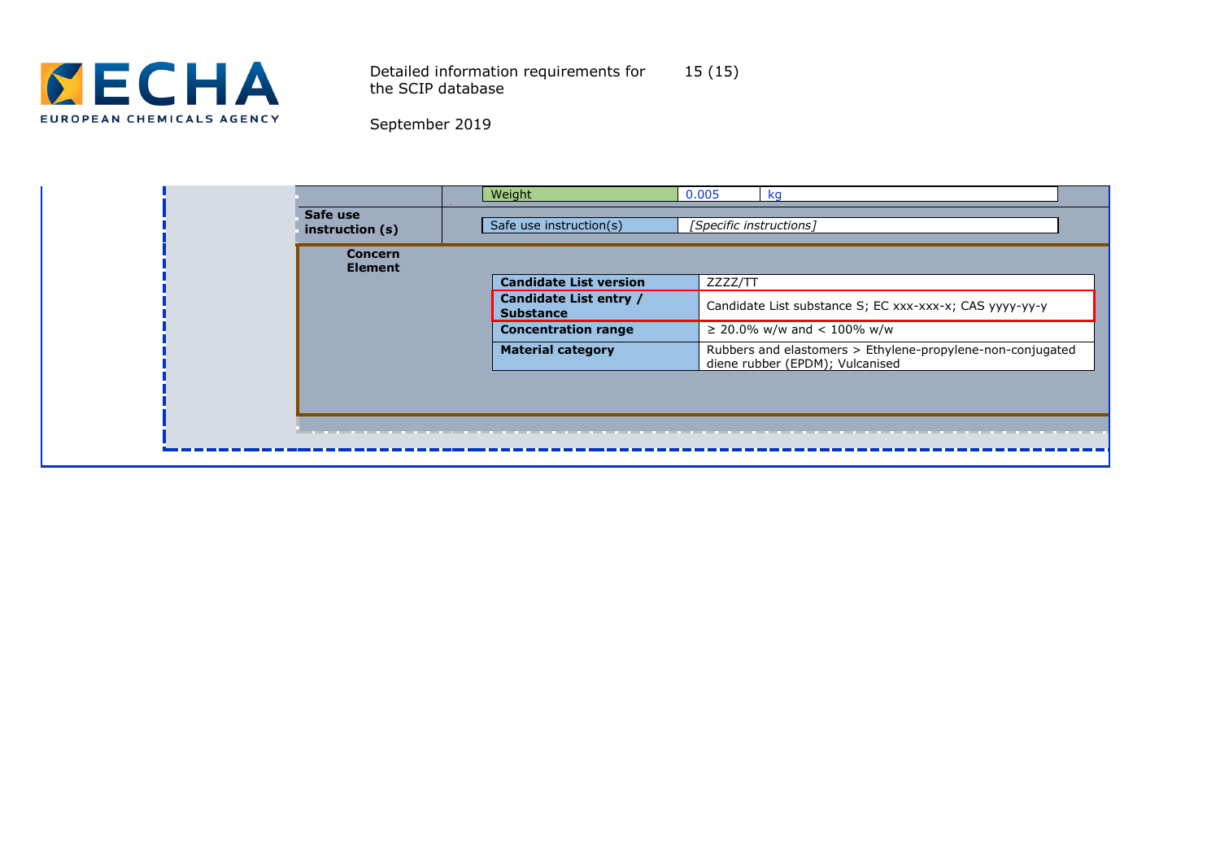| | |
|---|---|
| Weight | 0.005 kg |

**Safe use instruction (s)**

| | |
|---|---|
| Safe use instruction(s) | *[Specific instructions]* |

**Concern Element**

| | |
|---|---|
| **Candidate List version** | ZZZZ/TT |
| **Candidate List entry / Substance** | Candidate List substance S; EC xxx-xxx-x; CAS yyyy-yy-y |
| **Concentration range** | ≥ 20.0% w/w and < 100% w/w |
| **Material category** | Rubbers and elastomers > Ethylene-propylene-non-conjugated diene rubber (EPDM); Vulcanised |